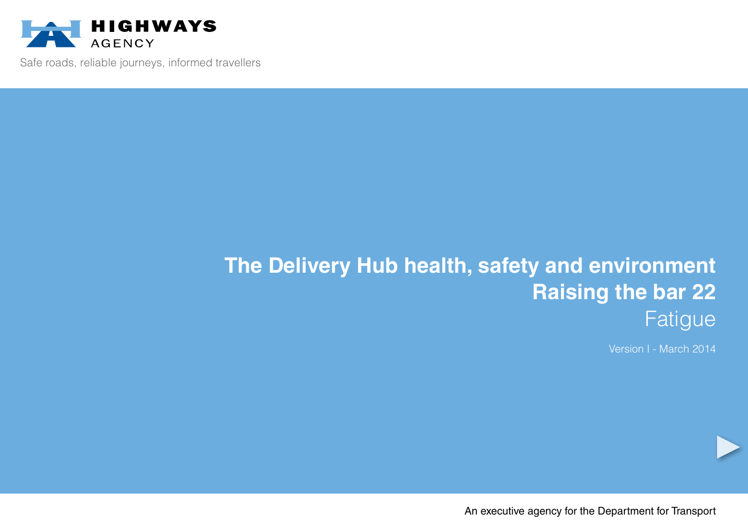HIGHWAYS AGENCY

Safe roads, reliable journeys, informed travellers

# The Delivery Hub health, safety and environment Raising the bar 22

## Fatigue

Version I - March 2014

An executive agency for the Department for Transport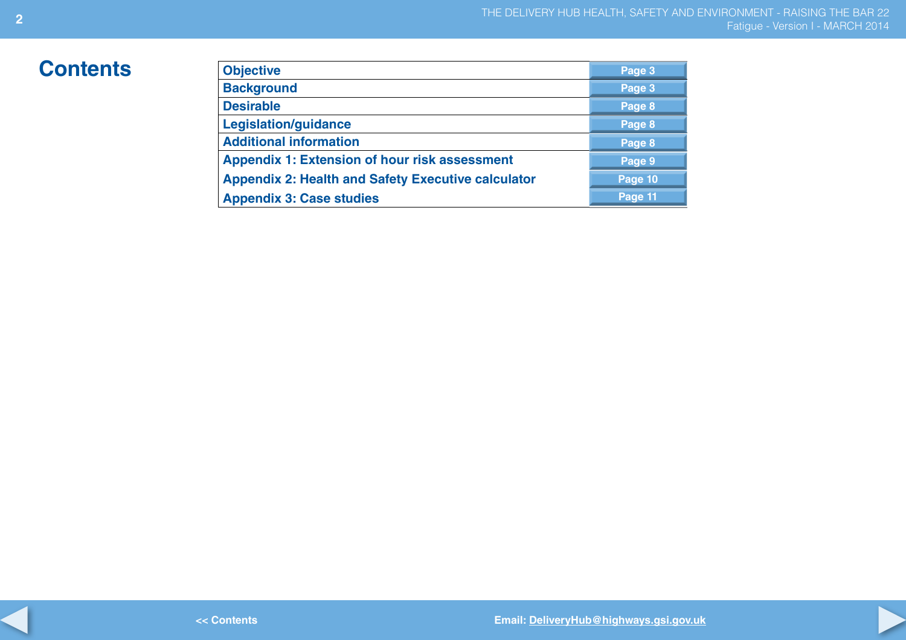# Contents

| | |
|---|---|
| Objective | Page 3 |
| Background | Page 3 |
| Desirable | Page 8 |
| Legislation/guidance | Page 8 |
| Additional information | Page 8 |
| Appendix 1: Extension of hour risk assessment | Page 9 |
| Appendix 2: Health and Safety Executive calculator | Page 10 |
| Appendix 3: Case studies | Page 11 |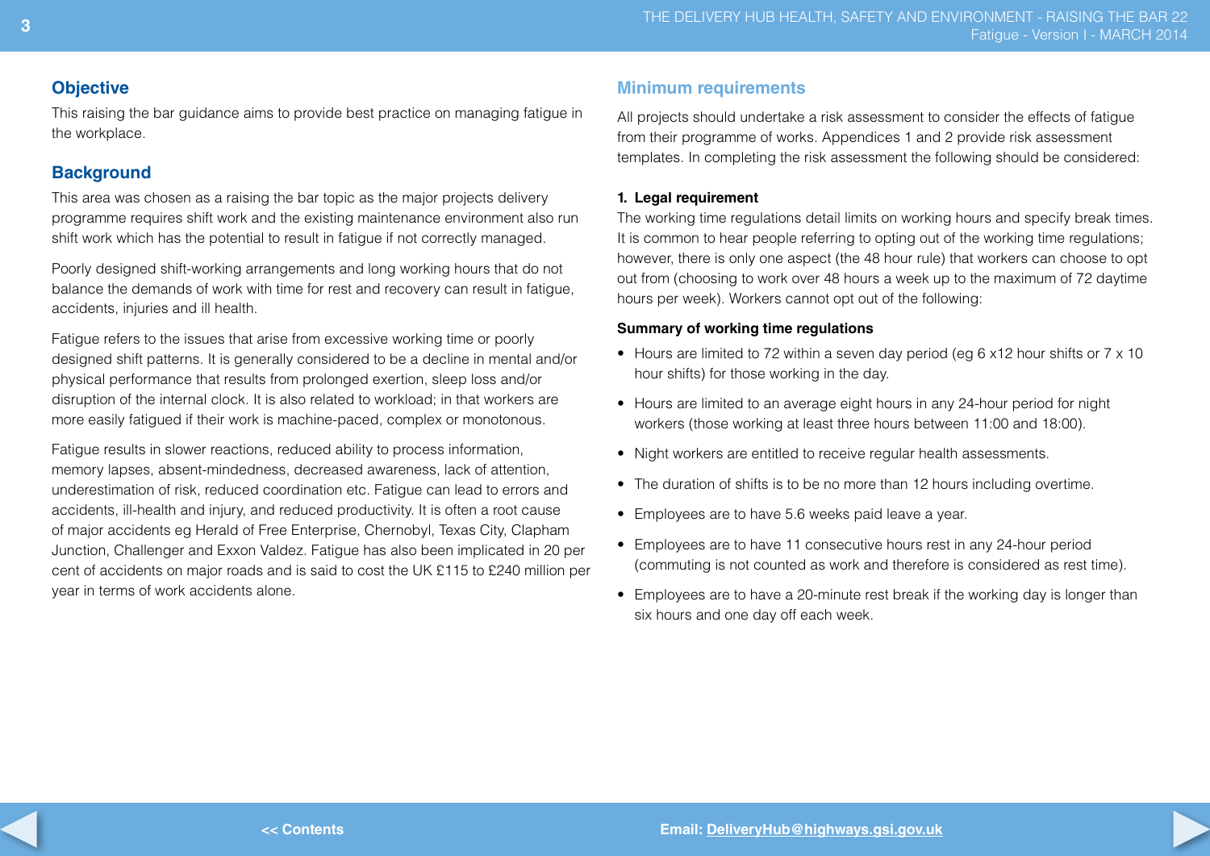## Objective

This raising the bar guidance aims to provide best practice on managing fatigue in the workplace.

## Background

This area was chosen as a raising the bar topic as the major projects delivery programme requires shift work and the existing maintenance environment also run shift work which has the potential to result in fatigue if not correctly managed.

Poorly designed shift-working arrangements and long working hours that do not balance the demands of work with time for rest and recovery can result in fatigue, accidents, injuries and ill health.

Fatigue refers to the issues that arise from excessive working time or poorly designed shift patterns. It is generally considered to be a decline in mental and/or physical performance that results from prolonged exertion, sleep loss and/or disruption of the internal clock. It is also related to workload; in that workers are more easily fatigued if their work is machine-paced, complex or monotonous.

Fatigue results in slower reactions, reduced ability to process information, memory lapses, absent-mindedness, decreased awareness, lack of attention, underestimation of risk, reduced coordination etc. Fatigue can lead to errors and accidents, ill-health and injury, and reduced productivity. It is often a root cause of major accidents eg Herald of Free Enterprise, Chernobyl, Texas City, Clapham Junction, Challenger and Exxon Valdez. Fatigue has also been implicated in 20 per cent of accidents on major roads and is said to cost the UK £115 to £240 million per year in terms of work accidents alone.

## Minimum requirements

All projects should undertake a risk assessment to consider the effects of fatigue from their programme of works. Appendices 1 and 2 provide risk assessment templates. In completing the risk assessment the following should be considered:

**1. Legal requirement**

The working time regulations detail limits on working hours and specify break times. It is common to hear people referring to opting out of the working time regulations; however, there is only one aspect (the 48 hour rule) that workers can choose to opt out from (choosing to work over 48 hours a week up to the maximum of 72 daytime hours per week). Workers cannot opt out of the following:

**Summary of working time regulations**

- Hours are limited to 72 within a seven day period (eg 6 x12 hour shifts or 7 x 10 hour shifts) for those working in the day.
- Hours are limited to an average eight hours in any 24-hour period for night workers (those working at least three hours between 11:00 and 18:00).
- Night workers are entitled to receive regular health assessments.
- The duration of shifts is to be no more than 12 hours including overtime.
- Employees are to have 5.6 weeks paid leave a year.
- Employees are to have 11 consecutive hours rest in any 24-hour period (commuting is not counted as work and therefore is considered as rest time).
- Employees are to have a 20-minute rest break if the working day is longer than six hours and one day off each week.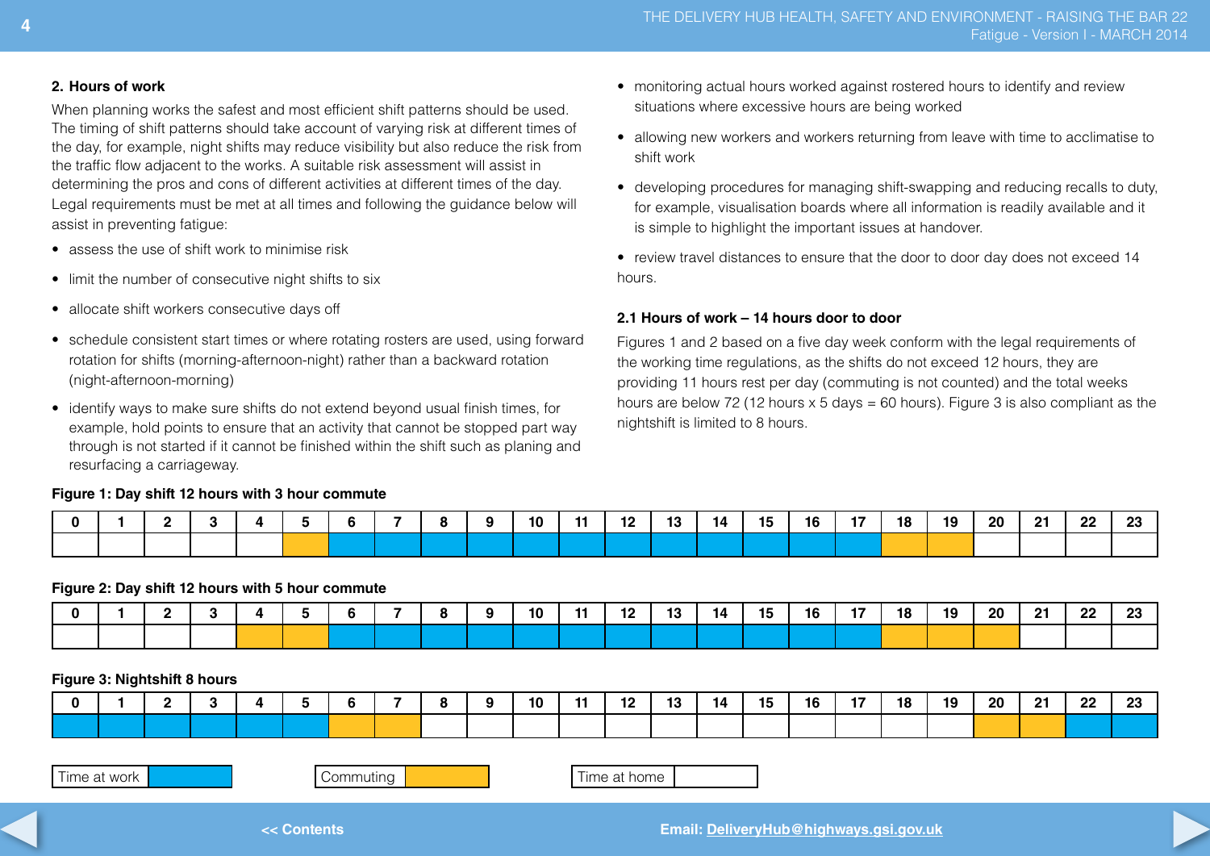**2. Hours of work**

When planning works the safest and most efficient shift patterns should be used. The timing of shift patterns should take account of varying risk at different times of the day, for example, night shifts may reduce visibility but also reduce the risk from the traffic flow adjacent to the works. A suitable risk assessment will assist in determining the pros and cons of different activities at different times of the day. Legal requirements must be met at all times and following the guidance below will assist in preventing fatigue:

- assess the use of shift work to minimise risk
- limit the number of consecutive night shifts to six
- allocate shift workers consecutive days off
- schedule consistent start times or where rotating rosters are used, using forward rotation for shifts (morning-afternoon-night) rather than a backward rotation (night-afternoon-morning)
- identify ways to make sure shifts do not extend beyond usual finish times, for example, hold points to ensure that an activity that cannot be stopped part way through is not started if it cannot be finished within the shift such as planing and resurfacing a carriageway.
- monitoring actual hours worked against rostered hours to identify and review situations where excessive hours are being worked
- allowing new workers and workers returning from leave with time to acclimatise to shift work
- developing procedures for managing shift-swapping and reducing recalls to duty, for example, visualisation boards where all information is readily available and it is simple to highlight the important issues at handover.
- review travel distances to ensure that the door to door day does not exceed 14 hours.

**2.1 Hours of work – 14 hours door to door**

Figures 1 and 2 based on a five day week conform with the legal requirements of the working time regulations, as the shifts do not exceed 12 hours, they are providing 11 hours rest per day (commuting is not counted) and the total weeks hours are below 72 (12 hours x 5 days = 60 hours). Figure 3 is also compliant as the nightshift is limited to 8 hours.

**Figure 1: Day shift 12 hours with 3 hour commute**

| 0 | 1 | 2 | 3 | 4 | 5 | 6 | 7 | 8 | 9 | 10 | 11 | 12 | 13 | 14 | 15 | 16 | 17 | 18 | 19 | 20 | 21 | 22 | 23 |
|---|---|---|---|---|---|---|---|---|---|---|---|---|---|---|---|---|---|---|---|---|---|---|---|
| Home | Home | Home | Home | Home | Commuting | Work | Work | Work | Work | Work | Work | Work | Work | Work | Work | Work | Work | Commuting | Commuting | Home | Home | Home | Home |

**Figure 2: Day shift 12 hours with 5 hour commute**

| 0 | 1 | 2 | 3 | 4 | 5 | 6 | 7 | 8 | 9 | 10 | 11 | 12 | 13 | 14 | 15 | 16 | 17 | 18 | 19 | 20 | 21 | 22 | 23 |
|---|---|---|---|---|---|---|---|---|---|---|---|---|---|---|---|---|---|---|---|---|---|---|---|
| Home | Home | Home | Home | Commuting | Commuting | Work | Work | Work | Work | Work | Work | Work | Work | Work | Work | Work | Work | Commuting | Commuting | Commuting | Home | Home | Home |

**Figure 3: Nightshift 8 hours**

| 0 | 1 | 2 | 3 | 4 | 5 | 6 | 7 | 8 | 9 | 10 | 11 | 12 | 13 | 14 | 15 | 16 | 17 | 18 | 19 | 20 | 21 | 22 | 23 |
|---|---|---|---|---|---|---|---|---|---|---|---|---|---|---|---|---|---|---|---|---|---|---|---|
| Work | Work | Work | Work | Work | Work | Commuting | Commuting | Home | Home | Home | Home | Home | Home | Home | Home | Home | Home | Home | Home | Commuting | Commuting | Work | Work |

Time at work | Commuting | Time at home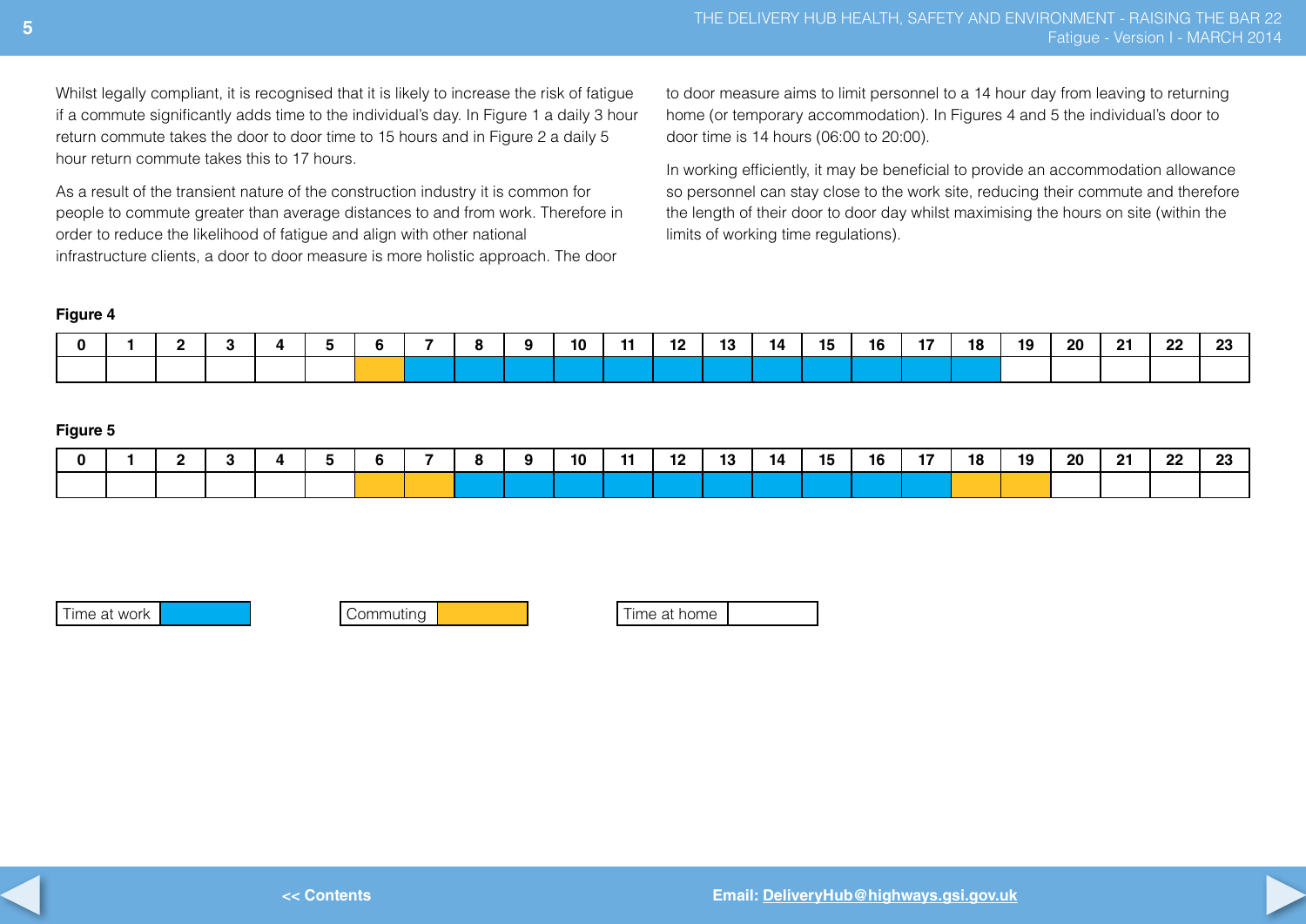Whilst legally compliant, it is recognised that it is likely to increase the risk of fatigue if a commute significantly adds time to the individual's day. In Figure 1 a daily 3 hour return commute takes the door to door time to 15 hours and in Figure 2 a daily 5 hour return commute takes this to 17 hours.

As a result of the transient nature of the construction industry it is common for people to commute greater than average distances to and from work. Therefore in order to reduce the likelihood of fatigue and align with other national infrastructure clients, a door to door measure is more holistic approach. The door to door measure aims to limit personnel to a 14 hour day from leaving to returning home (or temporary accommodation). In Figures 4 and 5 the individual's door to door time is 14 hours (06:00 to 20:00).

In working efficiently, it may be beneficial to provide an accommodation allowance so personnel can stay close to the work site, reducing their commute and therefore the length of their door to door day whilst maximising the hours on site (within the limits of working time regulations).

**Figure 4**

| 0 | 1 | 2 | 3 | 4 | 5 | 6 | 7 | 8 | 9 | 10 | 11 | 12 | 13 | 14 | 15 | 16 | 17 | 18 | 19 | 20 | 21 | 22 | 23 |
|---|---|---|---|---|---|---|---|---|---|---|---|---|---|---|---|---|---|---|---|---|---|---|---|
| | | | | | | Commuting | Time at work | Time at work | Time at work | Time at work | Time at work | Time at work | Time at work | Time at work | Time at work | Time at work | Time at work | Time at work | | | | | |

**Figure 5**

| 0 | 1 | 2 | 3 | 4 | 5 | 6 | 7 | 8 | 9 | 10 | 11 | 12 | 13 | 14 | 15 | 16 | 17 | 18 | 19 | 20 | 21 | 22 | 23 |
|---|---|---|---|---|---|---|---|---|---|---|---|---|---|---|---|---|---|---|---|---|---|---|---|
| | | | | | | Commuting | Commuting | Time at work | Time at work | Time at work | Time at work | Time at work | Time at work | Time at work | Time at work | Time at work | Time at work | Commuting | Commuting | | | | |

Time at work | Commuting | Time at home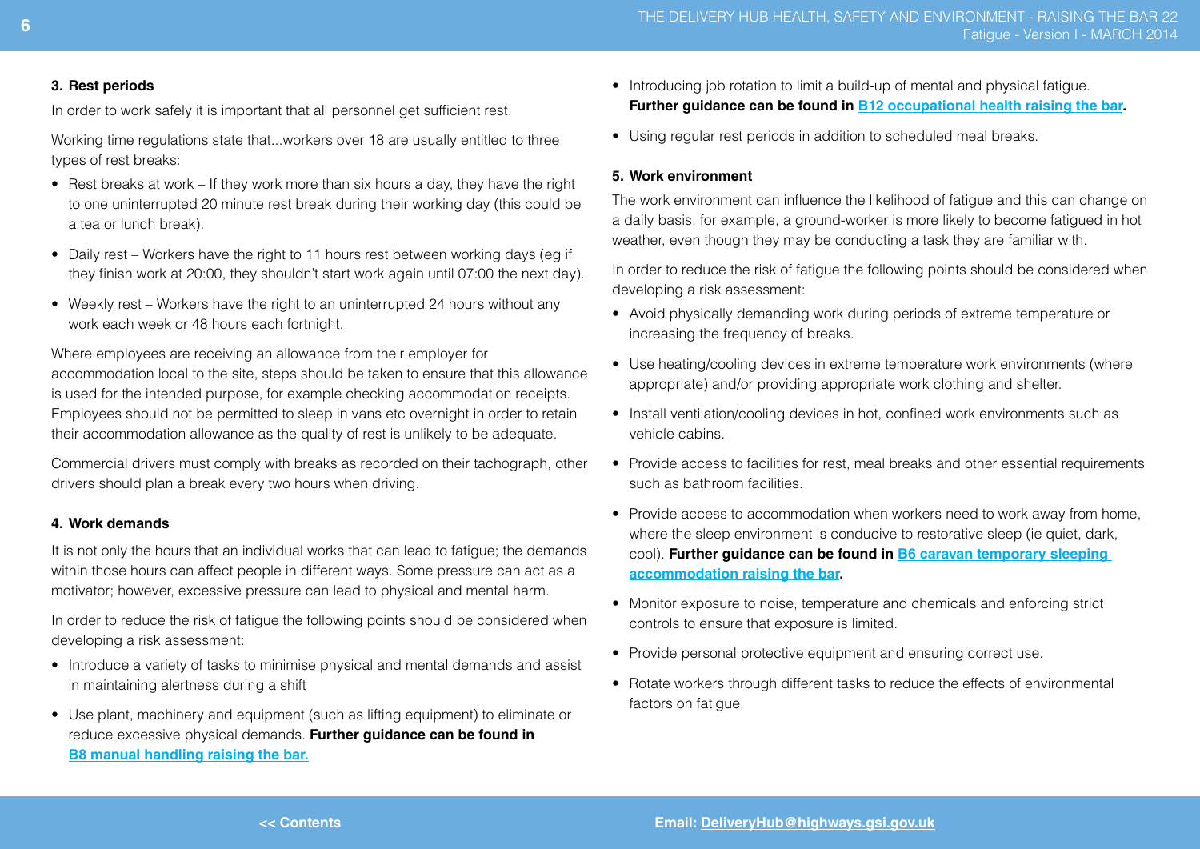### 3. Rest periods

In order to work safely it is important that all personnel get sufficient rest.

Working time regulations state that...workers over 18 are usually entitled to three types of rest breaks:

- Rest breaks at work – If they work more than six hours a day, they have the right to one uninterrupted 20 minute rest break during their working day (this could be a tea or lunch break).
- Daily rest – Workers have the right to 11 hours rest between working days (eg if they finish work at 20:00, they shouldn't start work again until 07:00 the next day).
- Weekly rest – Workers have the right to an uninterrupted 24 hours without any work each week or 48 hours each fortnight.

Where employees are receiving an allowance from their employer for accommodation local to the site, steps should be taken to ensure that this allowance is used for the intended purpose, for example checking accommodation receipts. Employees should not be permitted to sleep in vans etc overnight in order to retain their accommodation allowance as the quality of rest is unlikely to be adequate.

Commercial drivers must comply with breaks as recorded on their tachograph, other drivers should plan a break every two hours when driving.

### 4. Work demands

It is not only the hours that an individual works that can lead to fatigue; the demands within those hours can affect people in different ways. Some pressure can act as a motivator; however, excessive pressure can lead to physical and mental harm.

In order to reduce the risk of fatigue the following points should be considered when developing a risk assessment:

- Introduce a variety of tasks to minimise physical and mental demands and assist in maintaining alertness during a shift
- Use plant, machinery and equipment (such as lifting equipment) to eliminate or reduce excessive physical demands. **Further guidance can be found in B8 manual handling raising the bar.**
- Introducing job rotation to limit a build-up of mental and physical fatigue. **Further guidance can be found in B12 occupational health raising the bar.**
- Using regular rest periods in addition to scheduled meal breaks.

### 5. Work environment

The work environment can influence the likelihood of fatigue and this can change on a daily basis, for example, a ground-worker is more likely to become fatigued in hot weather, even though they may be conducting a task they are familiar with.

In order to reduce the risk of fatigue the following points should be considered when developing a risk assessment:

- Avoid physically demanding work during periods of extreme temperature or increasing the frequency of breaks.
- Use heating/cooling devices in extreme temperature work environments (where appropriate) and/or providing appropriate work clothing and shelter.
- Install ventilation/cooling devices in hot, confined work environments such as vehicle cabins.
- Provide access to facilities for rest, meal breaks and other essential requirements such as bathroom facilities.
- Provide access to accommodation when workers need to work away from home, where the sleep environment is conducive to restorative sleep (ie quiet, dark, cool). **Further guidance can be found in B6 caravan temporary sleeping accommodation raising the bar.**
- Monitor exposure to noise, temperature and chemicals and enforcing strict controls to ensure that exposure is limited.
- Provide personal protective equipment and ensuring correct use.
- Rotate workers through different tasks to reduce the effects of environmental factors on fatigue.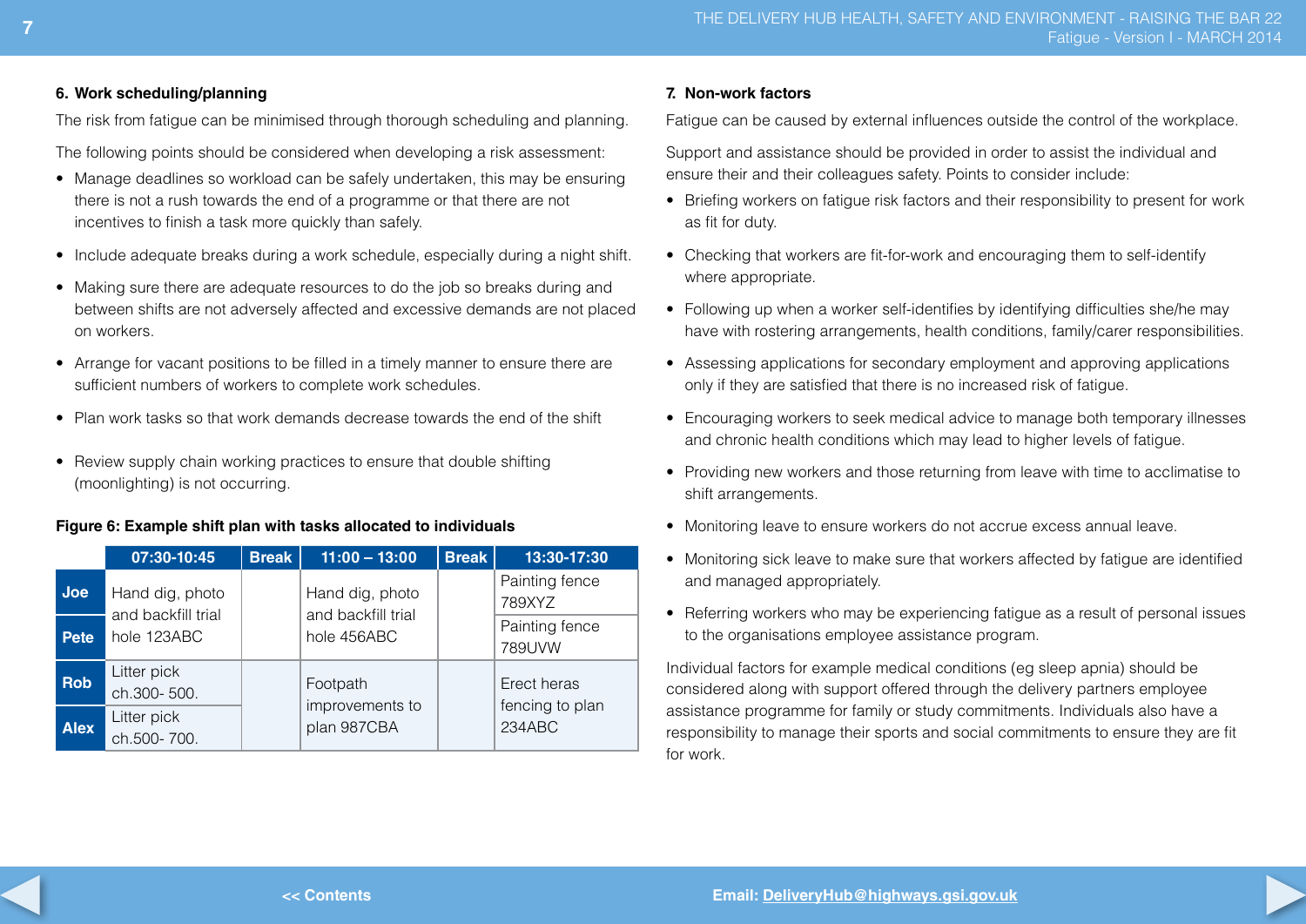### 6. Work scheduling/planning

The risk from fatigue can be minimised through thorough scheduling and planning.

The following points should be considered when developing a risk assessment:

- Manage deadlines so workload can be safely undertaken, this may be ensuring there is not a rush towards the end of a programme or that there are not incentives to finish a task more quickly than safely.
- Include adequate breaks during a work schedule, especially during a night shift.
- Making sure there are adequate resources to do the job so breaks during and between shifts are not adversely affected and excessive demands are not placed on workers.
- Arrange for vacant positions to be filled in a timely manner to ensure there are sufficient numbers of workers to complete work schedules.
- Plan work tasks so that work demands decrease towards the end of the shift
- Review supply chain working practices to ensure that double shifting (moonlighting) is not occurring.

**Figure 6: Example shift plan with tasks allocated to individuals**

| | 07:30-10:45 | Break | 11:00 – 13:00 | Break | 13:30-17:30 |
|---|---|---|---|---|---|
| **Joe** | Hand dig, photo and backfill trial hole 123ABC | | Hand dig, photo and backfill trial hole 456ABC | | Painting fence 789XYZ |
| **Pete** | | | | | Painting fence 789UVW |
| **Rob** | Litter pick ch.300- 500. | | Footpath improvements to plan 987CBA | | Erect heras fencing to plan 234ABC |
| **Alex** | Litter pick ch.500- 700. | | | | |

### 7. Non-work factors

Fatigue can be caused by external influences outside the control of the workplace.

Support and assistance should be provided in order to assist the individual and ensure their and their colleagues safety. Points to consider include:

- Briefing workers on fatigue risk factors and their responsibility to present for work as fit for duty.
- Checking that workers are fit-for-work and encouraging them to self-identify where appropriate.
- Following up when a worker self-identifies by identifying difficulties she/he may have with rostering arrangements, health conditions, family/carer responsibilities.
- Assessing applications for secondary employment and approving applications only if they are satisfied that there is no increased risk of fatigue.
- Encouraging workers to seek medical advice to manage both temporary illnesses and chronic health conditions which may lead to higher levels of fatigue.
- Providing new workers and those returning from leave with time to acclimatise to shift arrangements.
- Monitoring leave to ensure workers do not accrue excess annual leave.
- Monitoring sick leave to make sure that workers affected by fatigue are identified and managed appropriately.
- Referring workers who may be experiencing fatigue as a result of personal issues to the organisations employee assistance program.

Individual factors for example medical conditions (eg sleep apnia) should be considered along with support offered through the delivery partners employee assistance programme for family or study commitments. Individuals also have a responsibility to manage their sports and social commitments to ensure they are fit for work.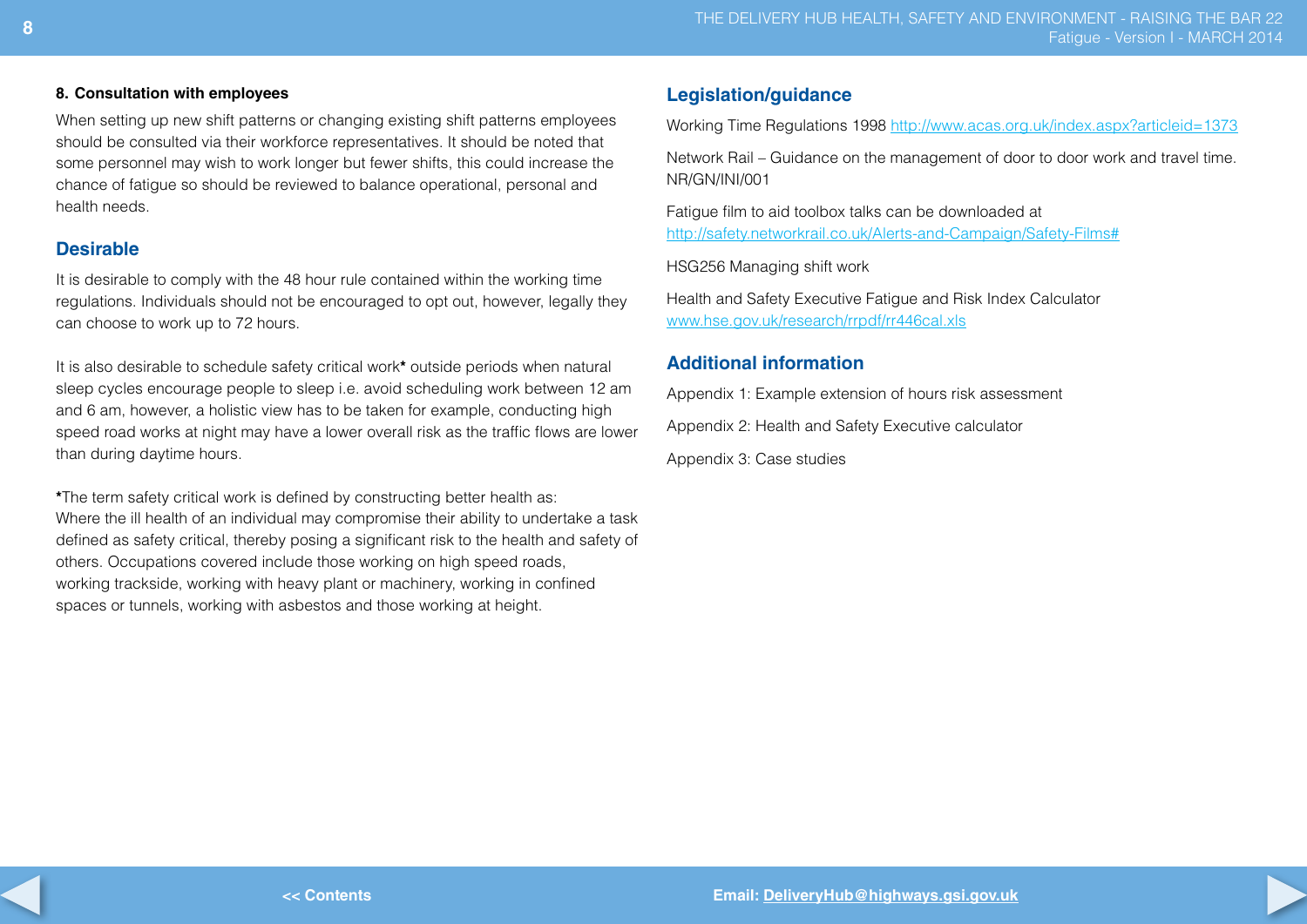**8. Consultation with employees**

When setting up new shift patterns or changing existing shift patterns employees should be consulted via their workforce representatives. It should be noted that some personnel may wish to work longer but fewer shifts, this could increase the chance of fatigue so should be reviewed to balance operational, personal and health needs.

## Desirable

It is desirable to comply with the 48 hour rule contained within the working time regulations. Individuals should not be encouraged to opt out, however, legally they can choose to work up to 72 hours.

It is also desirable to schedule safety critical work* outside periods when natural sleep cycles encourage people to sleep i.e. avoid scheduling work between 12 am and 6 am, however, a holistic view has to be taken for example, conducting high speed road works at night may have a lower overall risk as the traffic flows are lower than during daytime hours.

*The term safety critical work is defined by constructing better health as:
Where the ill health of an individual may compromise their ability to undertake a task defined as safety critical, thereby posing a significant risk to the health and safety of others. Occupations covered include those working on high speed roads, working trackside, working with heavy plant or machinery, working in confined spaces or tunnels, working with asbestos and those working at height.

## Legislation/guidance

Working Time Regulations 1998 http://www.acas.org.uk/index.aspx?articleid=1373

Network Rail – Guidance on the management of door to door work and travel time. NR/GN/INI/001

Fatigue film to aid toolbox talks can be downloaded at http://safety.networkrail.co.uk/Alerts-and-Campaign/Safety-Films#

HSG256 Managing shift work

Health and Safety Executive Fatigue and Risk Index Calculator www.hse.gov.uk/research/rrpdf/rr446cal.xls

## Additional information

Appendix 1: Example extension of hours risk assessment

Appendix 2: Health and Safety Executive calculator

Appendix 3: Case studies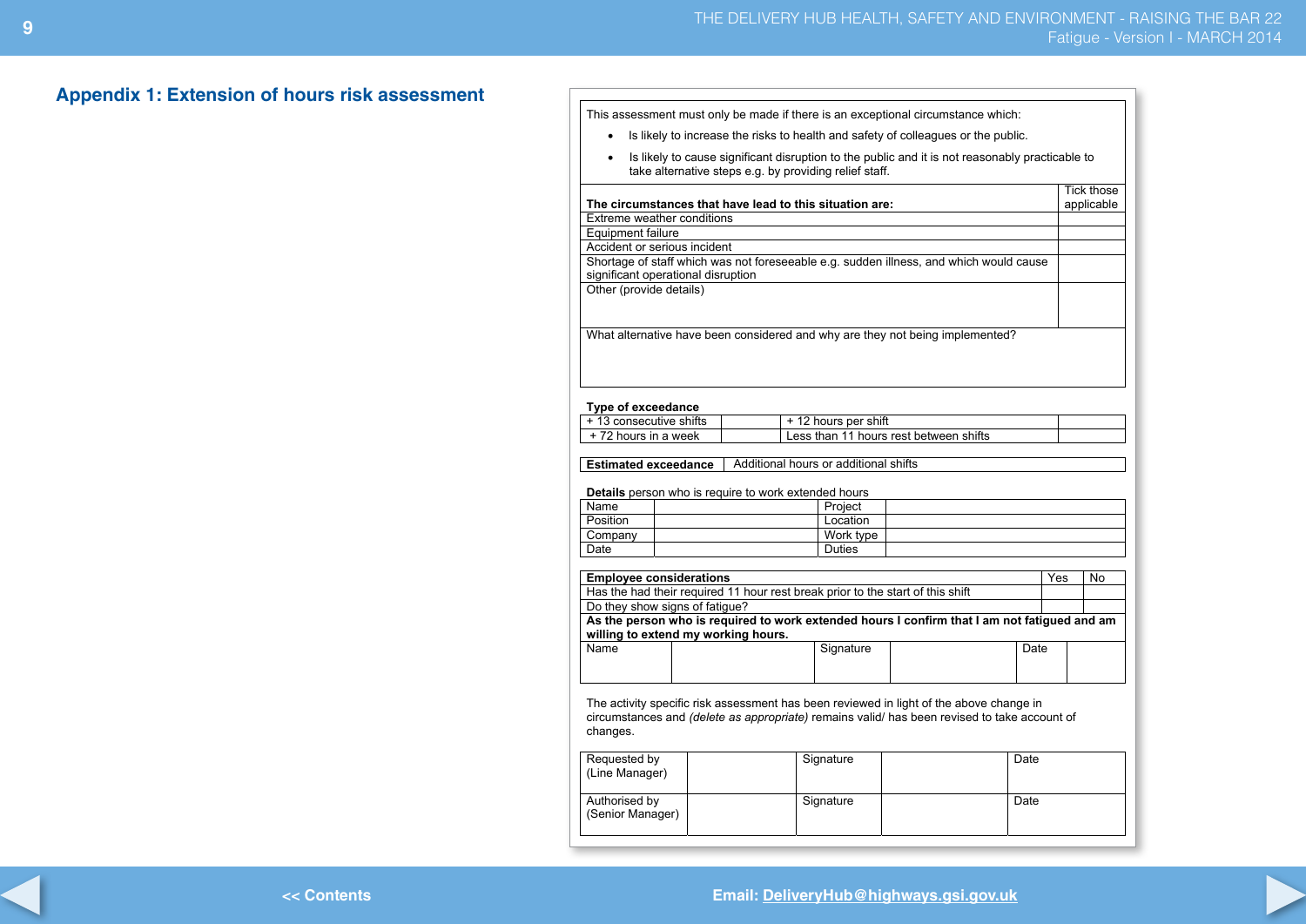## Appendix 1: Extension of hours risk assessment

This assessment must only be made if there is an exceptional circumstance which:

- Is likely to increase the risks to health and safety of colleagues or the public.
- Is likely to cause significant disruption to the public and it is not reasonably practicable to take alternative steps e.g. by providing relief staff.

| **The circumstances that have lead to this situation are:** | Tick those applicable |
|---|---|
| Extreme weather conditions | |
| Equipment failure | |
| Accident or serious incident | |
| Shortage of staff which was not foreseeable e.g. sudden illness, and which would cause significant operational disruption | |
| Other (provide details) | |

What alternative have been considered and why are they not being implemented?

**Type of exceedance**

| | | | |
|---|---|---|---|
| + 13 consecutive shifts | | + 12 hours per shift | |
| + 72 hours in a week | | Less than 11 hours rest between shifts | |

| **Estimated exceedance** | Additional hours or additional shifts |
|---|---|

**Details** person who is require to work extended hours

| | | | |
|---|---|---|---|
| Name | | Project | |
| Position | | Location | |
| Company | | Work type | |
| Date | | Duties | |

| **Employee considerations** | Yes | No |
|---|---|---|
| Has the had their required 11 hour rest break prior to the start of this shift | | |
| Do they show signs of fatigue? | | |

**As the person who is required to work extended hours I confirm that I am not fatigued and am willing to extend my working hours.**

| Name | | Signature | | Date | |
|---|---|---|---|---|---|

The activity specific risk assessment has been reviewed in light of the above change in circumstances and *(delete as appropriate)* remains valid/ has been revised to take account of changes.

| | | | | |
|---|---|---|---|---|
| Requested by (Line Manager) | | Signature | | Date |
| Authorised by (Senior Manager) | | Signature | | Date |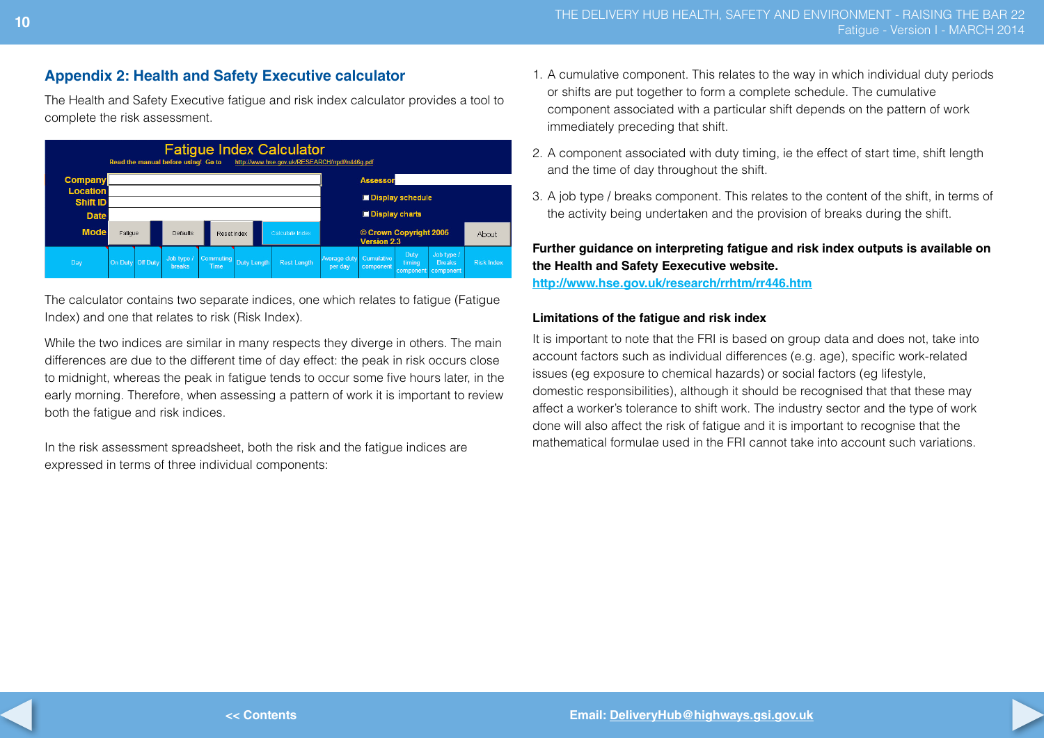## Appendix 2: Health and Safety Executive calculator

The Health and Safety Executive fatigue and risk index calculator provides a tool to complete the risk assessment.

| Day | On Duty | Off Duty | Job type / breaks | Commuting Time | Duty Length | Rest Length | Average duty per day | Cumulative component | Duty timing component | Job type / Breaks component | Risk Index |
|---|---|---|---|---|---|---|---|---|---|---|---|

The calculator contains two separate indices, one which relates to fatigue (Fatigue Index) and one that relates to risk (Risk Index).

While the two indices are similar in many respects they diverge in others. The main differences are due to the different time of day effect: the peak in risk occurs close to midnight, whereas the peak in fatigue tends to occur some five hours later, in the early morning. Therefore, when assessing a pattern of work it is important to review both the fatigue and risk indices.

In the risk assessment spreadsheet, both the risk and the fatigue indices are expressed in terms of three individual components:

1. A cumulative component. This relates to the way in which individual duty periods or shifts are put together to form a complete schedule. The cumulative component associated with a particular shift depends on the pattern of work immediately preceding that shift.
2. A component associated with duty timing, ie the effect of start time, shift length and the time of day throughout the shift.
3. A job type / breaks component. This relates to the content of the shift, in terms of the activity being undertaken and the provision of breaks during the shift.

**Further guidance on interpreting fatigue and risk index outputs is available on the Health and Safety Eexecutive website.**
**http://www.hse.gov.uk/research/rrhtm/rr446.htm**

**Limitations of the fatigue and risk index**

It is important to note that the FRI is based on group data and does not, take into account factors such as individual differences (e.g. age), specific work-related issues (eg exposure to chemical hazards) or social factors (eg lifestyle, domestic responsibilities), although it should be recognised that that these may affect a worker's tolerance to shift work. The industry sector and the type of work done will also affect the risk of fatigue and it is important to recognise that the mathematical formulae used in the FRI cannot take into account such variations.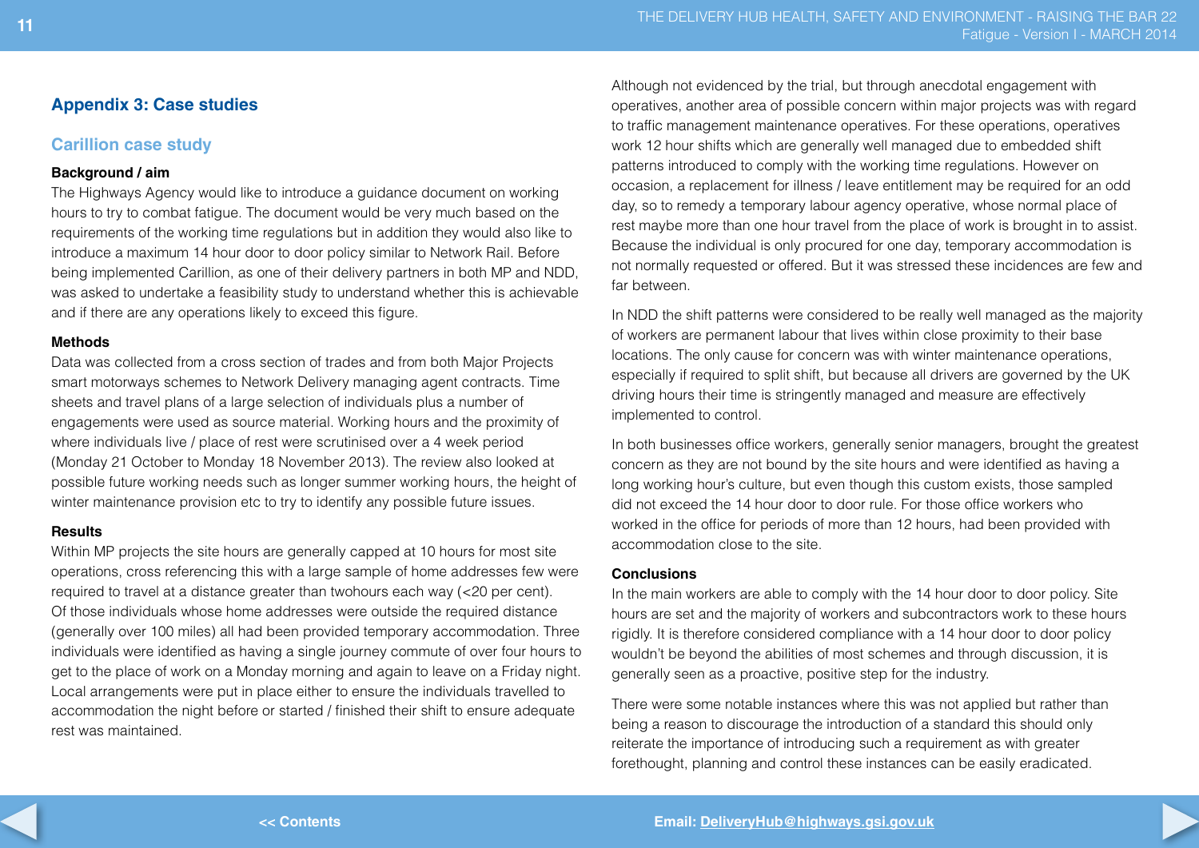## Appendix 3: Case studies

### Carillion case study

**Background / aim**

The Highways Agency would like to introduce a guidance document on working hours to try to combat fatigue. The document would be very much based on the requirements of the working time regulations but in addition they would also like to introduce a maximum 14 hour door to door policy similar to Network Rail. Before being implemented Carillion, as one of their delivery partners in both MP and NDD, was asked to undertake a feasibility study to understand whether this is achievable and if there are any operations likely to exceed this figure.

**Methods**

Data was collected from a cross section of trades and from both Major Projects smart motorways schemes to Network Delivery managing agent contracts. Time sheets and travel plans of a large selection of individuals plus a number of engagements were used as source material. Working hours and the proximity of where individuals live / place of rest were scrutinised over a 4 week period (Monday 21 October to Monday 18 November 2013). The review also looked at possible future working needs such as longer summer working hours, the height of winter maintenance provision etc to try to identify any possible future issues.

**Results**

Within MP projects the site hours are generally capped at 10 hours for most site operations, cross referencing this with a large sample of home addresses few were required to travel at a distance greater than twohours each way (<20 per cent). Of those individuals whose home addresses were outside the required distance (generally over 100 miles) all had been provided temporary accommodation. Three individuals were identified as having a single journey commute of over four hours to get to the place of work on a Monday morning and again to leave on a Friday night. Local arrangements were put in place either to ensure the individuals travelled to accommodation the night before or started / finished their shift to ensure adequate rest was maintained.

Although not evidenced by the trial, but through anecdotal engagement with operatives, another area of possible concern within major projects was with regard to traffic management maintenance operatives. For these operations, operatives work 12 hour shifts which are generally well managed due to embedded shift patterns introduced to comply with the working time regulations. However on occasion, a replacement for illness / leave entitlement may be required for an odd day, so to remedy a temporary labour agency operative, whose normal place of rest maybe more than one hour travel from the place of work is brought in to assist. Because the individual is only procured for one day, temporary accommodation is not normally requested or offered. But it was stressed these incidences are few and far between.

In NDD the shift patterns were considered to be really well managed as the majority of workers are permanent labour that lives within close proximity to their base locations. The only cause for concern was with winter maintenance operations, especially if required to split shift, but because all drivers are governed by the UK driving hours their time is stringently managed and measure are effectively implemented to control.

In both businesses office workers, generally senior managers, brought the greatest concern as they are not bound by the site hours and were identified as having a long working hour's culture, but even though this custom exists, those sampled did not exceed the 14 hour door to door rule. For those office workers who worked in the office for periods of more than 12 hours, had been provided with accommodation close to the site.

**Conclusions**

In the main workers are able to comply with the 14 hour door to door policy. Site hours are set and the majority of workers and subcontractors work to these hours rigidly. It is therefore considered compliance with a 14 hour door to door policy wouldn't be beyond the abilities of most schemes and through discussion, it is generally seen as a proactive, positive step for the industry.

There were some notable instances where this was not applied but rather than being a reason to discourage the introduction of a standard this should only reiterate the importance of introducing such a requirement as with greater forethought, planning and control these instances can be easily eradicated.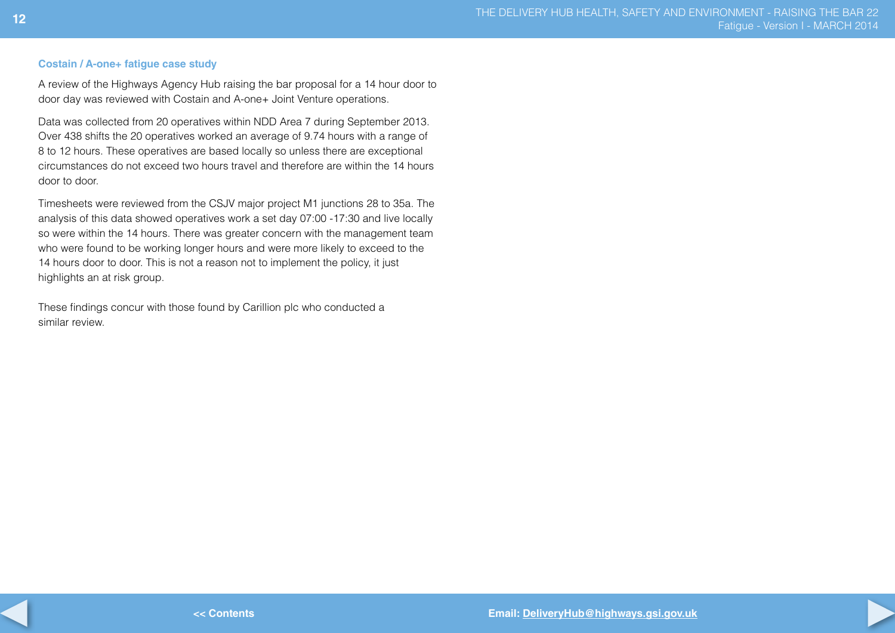### Costain / A-one+ fatigue case study

A review of the Highways Agency Hub raising the bar proposal for a 14 hour door to door day was reviewed with Costain and A-one+ Joint Venture operations.

Data was collected from 20 operatives within NDD Area 7 during September 2013. Over 438 shifts the 20 operatives worked an average of 9.74 hours with a range of 8 to 12 hours. These operatives are based locally so unless there are exceptional circumstances do not exceed two hours travel and therefore are within the 14 hours door to door.

Timesheets were reviewed from the CSJV major project M1 junctions 28 to 35a. The analysis of this data showed operatives work a set day 07:00 -17:30 and live locally so were within the 14 hours. There was greater concern with the management team who were found to be working longer hours and were more likely to exceed to the 14 hours door to door. This is not a reason not to implement the policy, it just highlights an at risk group.

These findings concur with those found by Carillion plc who conducted a similar review.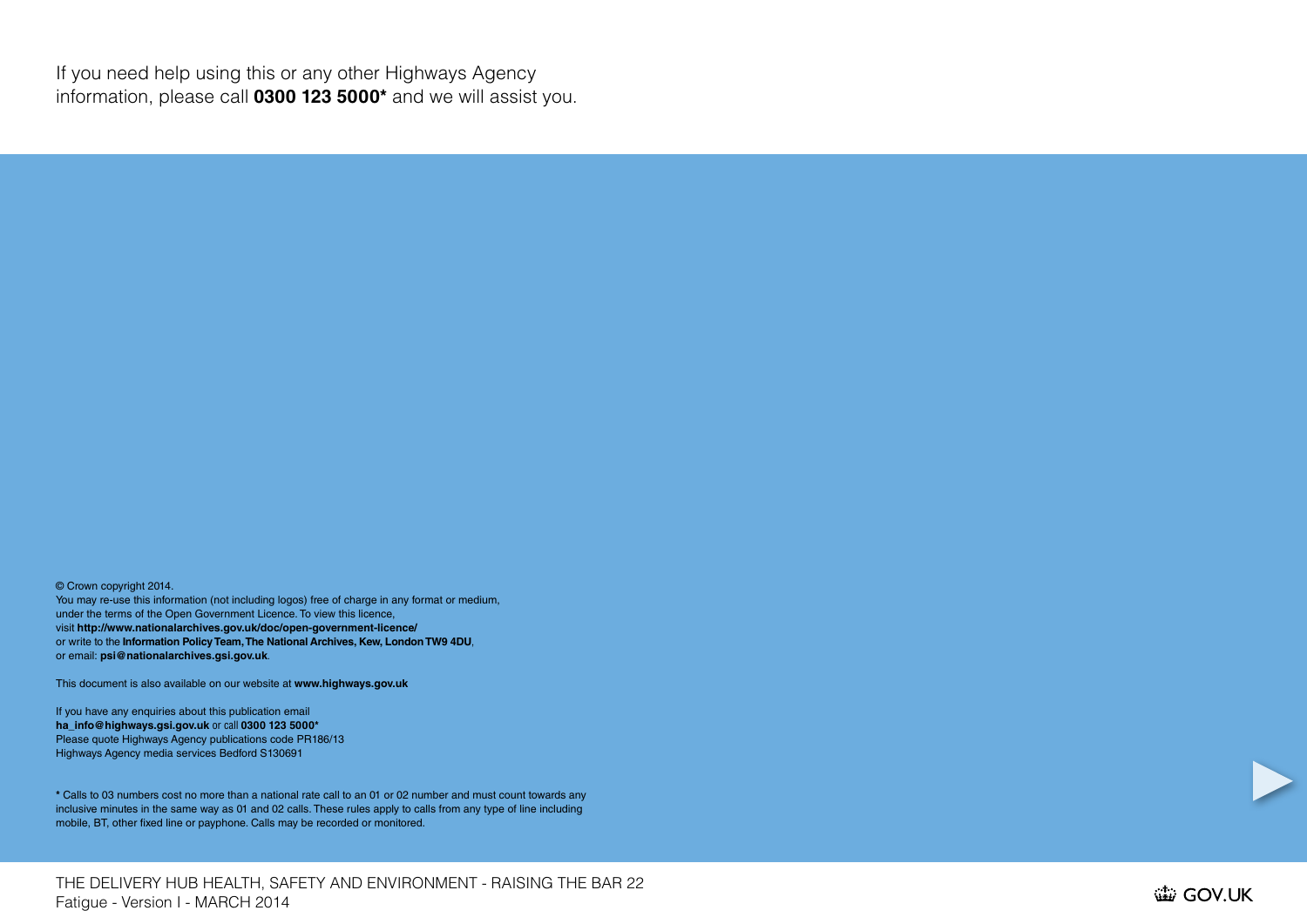If you need help using this or any other Highways Agency information, please call **0300 123 5000*** and we will assist you.

© Crown copyright 2014.
You may re-use this information (not including logos) free of charge in any format or medium, under the terms of the Open Government Licence. To view this licence, visit **http://www.nationalarchives.gov.uk/doc/open-government-licence/** or write to the **Information Policy Team, The National Archives, Kew, London TW9 4DU**, or email: **psi@nationalarchives.gsi.gov.uk**.

This document is also available on our website at **www.highways.gov.uk**

If you have any enquiries about this publication email **ha_info@highways.gsi.gov.uk** or call **0300 123 5000***
Please quote Highways Agency publications code PR186/13
Highways Agency media services Bedford S130691

**\*** Calls to 03 numbers cost no more than a national rate call to an 01 or 02 number and must count towards any inclusive minutes in the same way as 01 and 02 calls. These rules apply to calls from any type of line including mobile, BT, other fixed line or payphone. Calls may be recorded or monitored.

GOV.UK